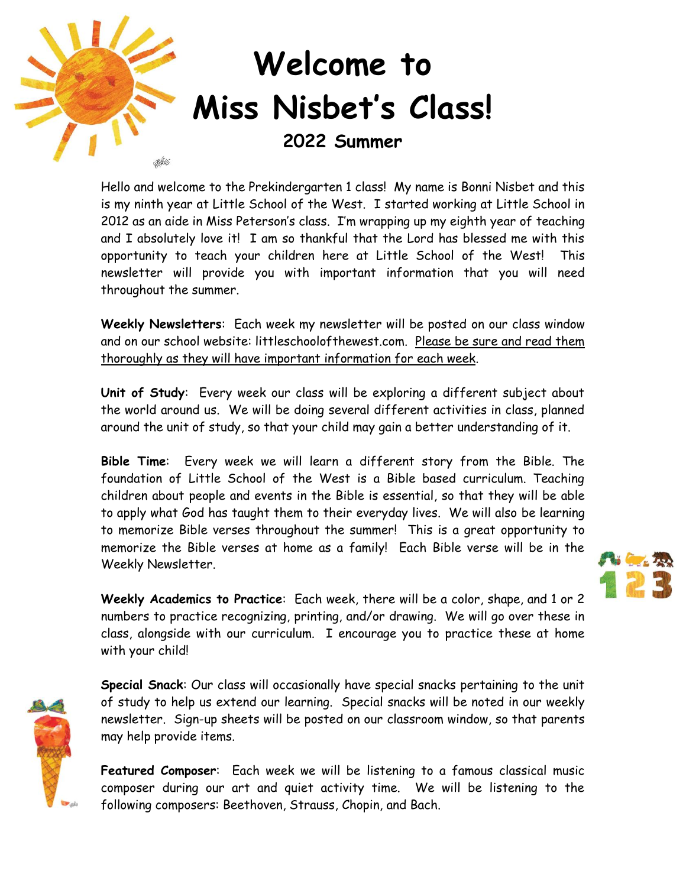# Welcome to Miss Nisbet's Class!

## 2022 Summer

Hello and welcome to the Prekindergarten 1 class! My name is Bonni Nisbet and this is my ninth year at Little School of the West. I started working at Little School in 2012 as an aide in Miss Peterson's class. I'm wrapping up my eighth year of teaching and I absolutely love it! I am so thankful that the Lord has blessed me with this opportunity to teach your children here at Little School of the West! This newsletter will provide you with important information that you will need throughout the summer.

**Weekly Newsletters**: Each week my newsletter will be posted on our class window and on our school website: littleschoolofthewest.com. Please be sure and read them thoroughly as they will have important information for each week.

**Unit of Study**: Every week our class will be exploring a different subject about the world around us. We will be doing several different activities in class, planned around the unit of study, so that your child may gain a better understanding of it.

**Bible Time**: Every week we will learn a different story from the Bible. The foundation of Little School of the West is a Bible based curriculum. Teaching children about people and events in the Bible is essential, so that they will be able to apply what God has taught them to their everyday lives. We will also be learning to memorize Bible verses throughout the summer! This is a great opportunity to memorize the Bible verses at home as a family! Each Bible verse will be in the Weekly Newsletter.

**Weekly Academics to Practice**: Each week, there will be a color, shape, and 1 or 2 numbers to practice recognizing, printing, and/or drawing. We will go over these in class, alongside with our curriculum. I encourage you to practice these at home with your child!

**Special Snack**: Our class will occasionally have special snacks pertaining to the unit of study to help us extend our learning. Special snacks will be noted in our weekly newsletter. Sign-up sheets will be posted on our classroom window, so that parents may help provide items.

**Featured Composer**: Each week we will be listening to a famous classical music composer during our art and quiet activity time. We will be listening to the following composers: Beethoven, Strauss, Chopin, and Bach.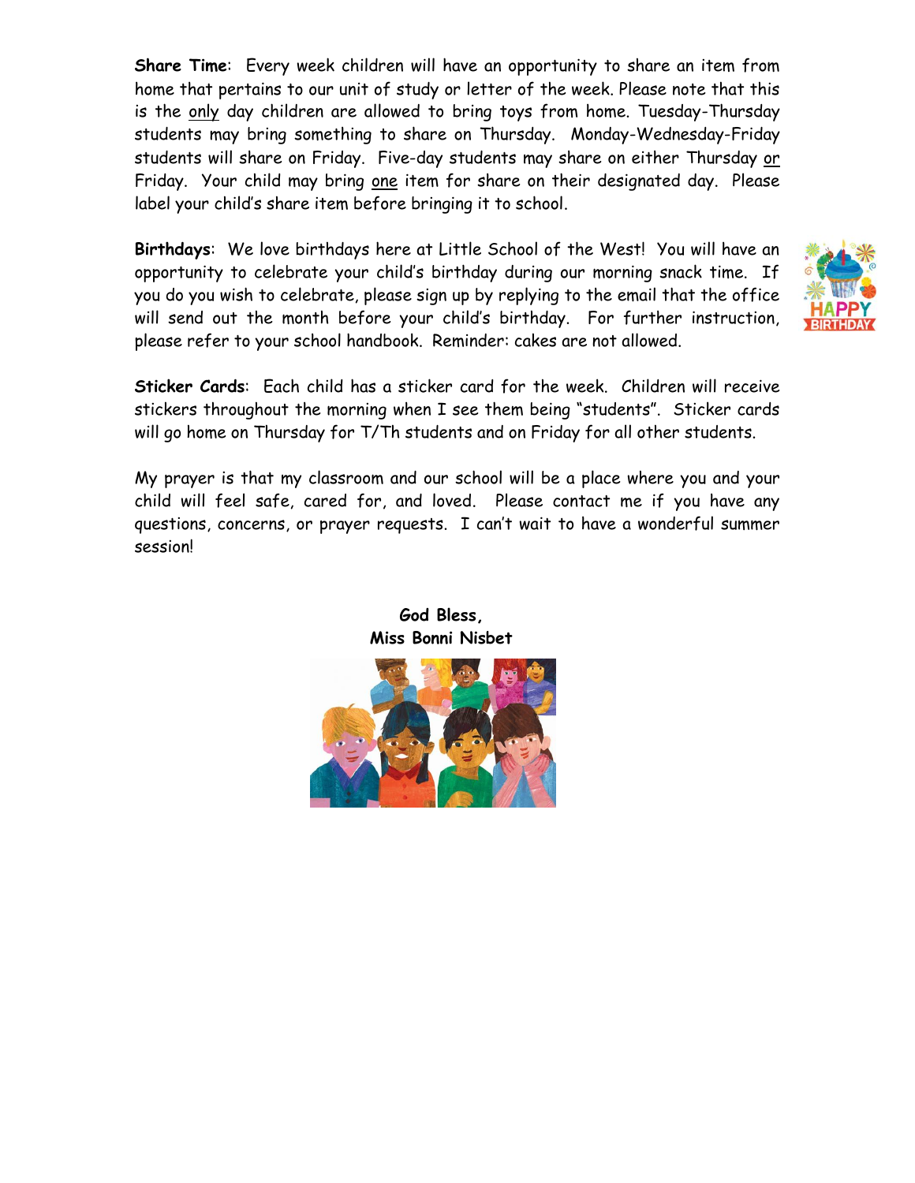**Share Time**: Every week children will have an opportunity to share an item from home that pertains to our unit of study or letter of the week. Please note that this is the only day children are allowed to bring toys from home. Tuesday-Thursday students may bring something to share on Thursday. Monday-Wednesday-Friday students will share on Friday. Five-day students may share on either Thursday or Friday. Your child may bring one item for share on their designated day. Please label your child's share item before bringing it to school.

**Birthdays**: We love birthdays here at Little School of the West! You will have an opportunity to celebrate your child's birthday during our morning snack time. If you do you wish to celebrate, please sign up by replying to the email that the office will send out the month before your child's birthday. For further instruction, please refer to your school handbook. Reminder: cakes are not allowed.

**Sticker Cards**: Each child has a sticker card for the week. Children will receive stickers throughout the morning when I see them being "students". Sticker cards will go home on Thursday for T/Th students and on Friday for all other students.

My prayer is that my classroom and our school will be a place where you and your child will feel safe, cared for, and loved. Please contact me if you have any questions, concerns, or prayer requests. I can't wait to have a wonderful summer session!

**God Bless,**
**Miss Bonni Nisbet**